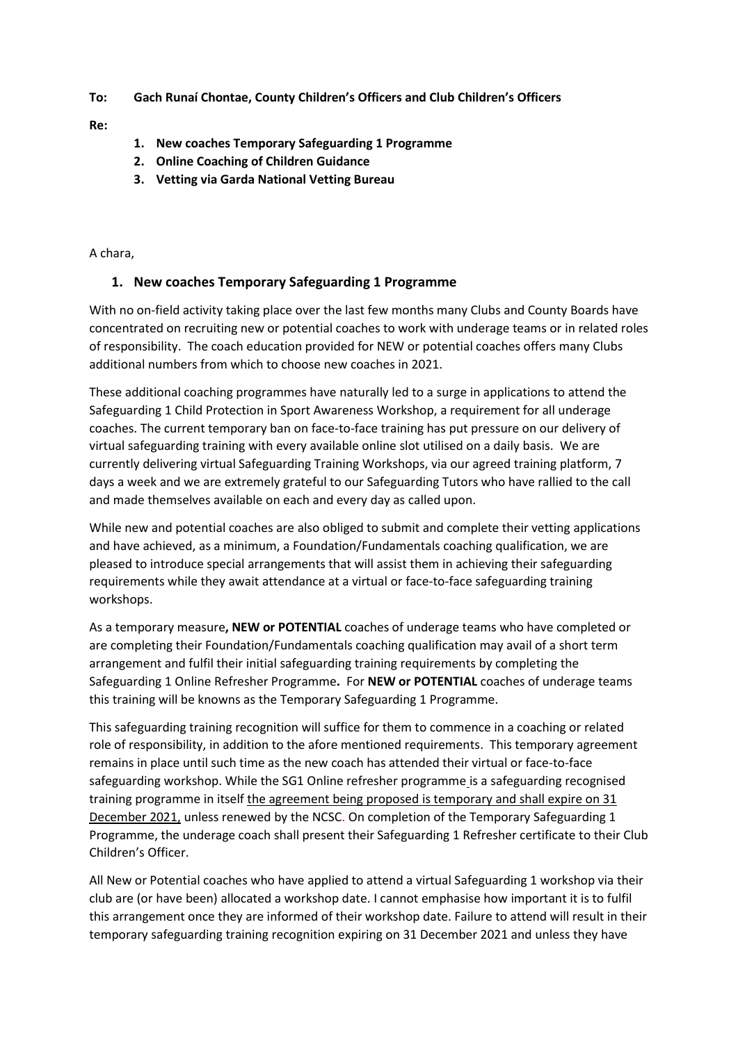**To: Gach Runaí Chontae, County Children's Officers and Club Children's Officers**

**Re:**

1. **New coaches Temporary Safeguarding 1 Programme**
2. **Online Coaching of Children Guidance**
3. **Vetting via Garda National Vetting Bureau**

A chara,

## 1. New coaches Temporary Safeguarding 1 Programme

With no on-field activity taking place over the last few months many Clubs and County Boards have concentrated on recruiting new or potential coaches to work with underage teams or in related roles of responsibility. The coach education provided for NEW or potential coaches offers many Clubs additional numbers from which to choose new coaches in 2021.

These additional coaching programmes have naturally led to a surge in applications to attend the Safeguarding 1 Child Protection in Sport Awareness Workshop, a requirement for all underage coaches. The current temporary ban on face-to-face training has put pressure on our delivery of virtual safeguarding training with every available online slot utilised on a daily basis. We are currently delivering virtual Safeguarding Training Workshops, via our agreed training platform, 7 days a week and we are extremely grateful to our Safeguarding Tutors who have rallied to the call and made themselves available on each and every day as called upon.

While new and potential coaches are also obliged to submit and complete their vetting applications and have achieved, as a minimum, a Foundation/Fundamentals coaching qualification, we are pleased to introduce special arrangements that will assist them in achieving their safeguarding requirements while they await attendance at a virtual or face-to-face safeguarding training workshops.

As a temporary measure**, NEW or POTENTIAL** coaches of underage teams who have completed or are completing their Foundation/Fundamentals coaching qualification may avail of a short term arrangement and fulfil their initial safeguarding training requirements by completing the Safeguarding 1 Online Refresher Programme**.** For **NEW or POTENTIAL** coaches of underage teams this training will be knowns as the Temporary Safeguarding 1 Programme.

This safeguarding training recognition will suffice for them to commence in a coaching or related role of responsibility, in addition to the afore mentioned requirements. This temporary agreement remains in place until such time as the new coach has attended their virtual or face-to-face safeguarding workshop. While the SG1 Online refresher programme is a safeguarding recognised training programme in itself <u>the agreement being proposed is temporary and shall expire on 31 December 2021,</u> unless renewed by the NCSC. On completion of the Temporary Safeguarding 1 Programme, the underage coach shall present their Safeguarding 1 Refresher certificate to their Club Children's Officer.

All New or Potential coaches who have applied to attend a virtual Safeguarding 1 workshop via their club are (or have been) allocated a workshop date. I cannot emphasise how important it is to fulfil this arrangement once they are informed of their workshop date. Failure to attend will result in their temporary safeguarding training recognition expiring on 31 December 2021 and unless they have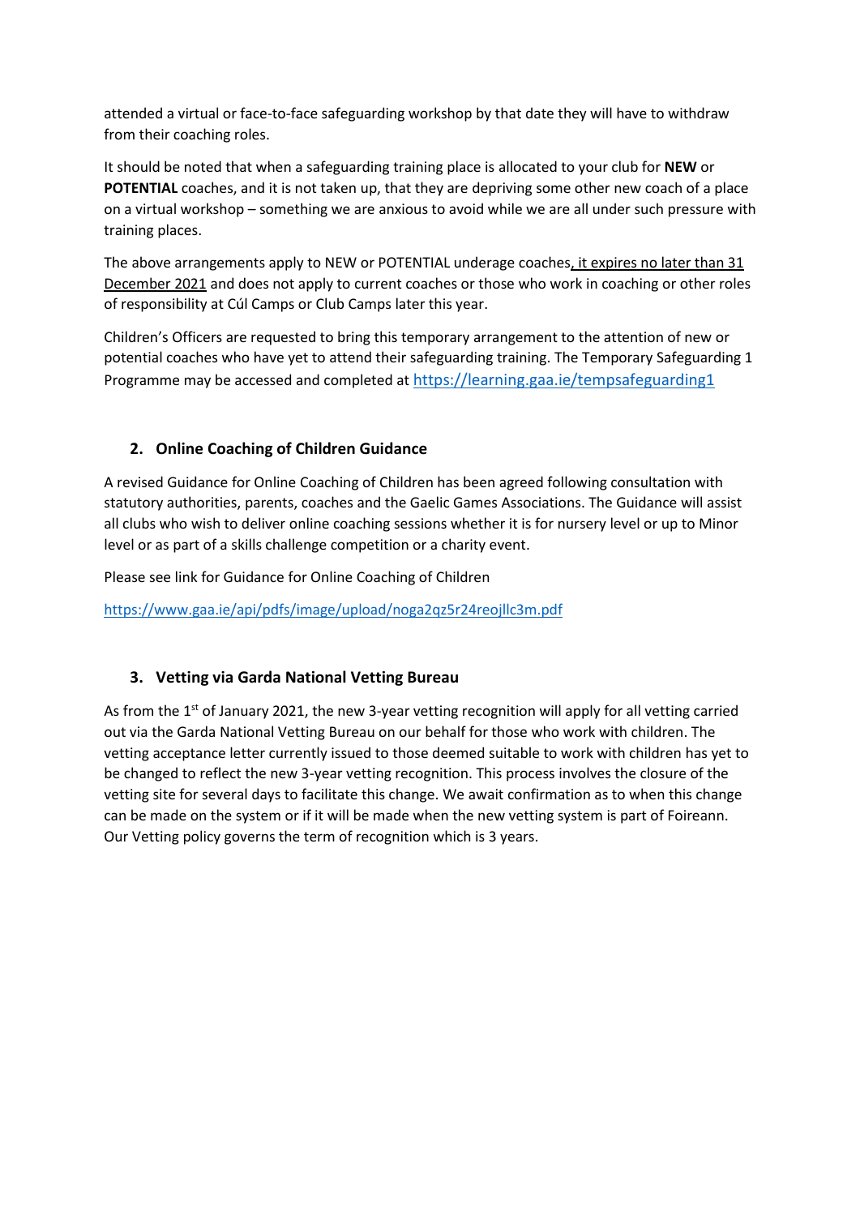attended a virtual or face-to-face safeguarding workshop by that date they will have to withdraw from their coaching roles.

It should be noted that when a safeguarding training place is allocated to your club for **NEW** or **POTENTIAL** coaches, and it is not taken up, that they are depriving some other new coach of a place on a virtual workshop – something we are anxious to avoid while we are all under such pressure with training places.

The above arrangements apply to NEW or POTENTIAL underage coaches, it expires no later than 31 December 2021 and does not apply to current coaches or those who work in coaching or other roles of responsibility at Cúl Camps or Club Camps later this year.

Children's Officers are requested to bring this temporary arrangement to the attention of new or potential coaches who have yet to attend their safeguarding training. The Temporary Safeguarding 1 Programme may be accessed and completed at https://learning.gaa.ie/tempsafeguarding1

## 2. Online Coaching of Children Guidance

A revised Guidance for Online Coaching of Children has been agreed following consultation with statutory authorities, parents, coaches and the Gaelic Games Associations. The Guidance will assist all clubs who wish to deliver online coaching sessions whether it is for nursery level or up to Minor level or as part of a skills challenge competition or a charity event.

Please see link for Guidance for Online Coaching of Children

https://www.gaa.ie/api/pdfs/image/upload/noga2qz5r24reojllc3m.pdf

## 3. Vetting via Garda National Vetting Bureau

As from the 1st of January 2021, the new 3-year vetting recognition will apply for all vetting carried out via the Garda National Vetting Bureau on our behalf for those who work with children. The vetting acceptance letter currently issued to those deemed suitable to work with children has yet to be changed to reflect the new 3-year vetting recognition. This process involves the closure of the vetting site for several days to facilitate this change. We await confirmation as to when this change can be made on the system or if it will be made when the new vetting system is part of Foireann. Our Vetting policy governs the term of recognition which is 3 years.